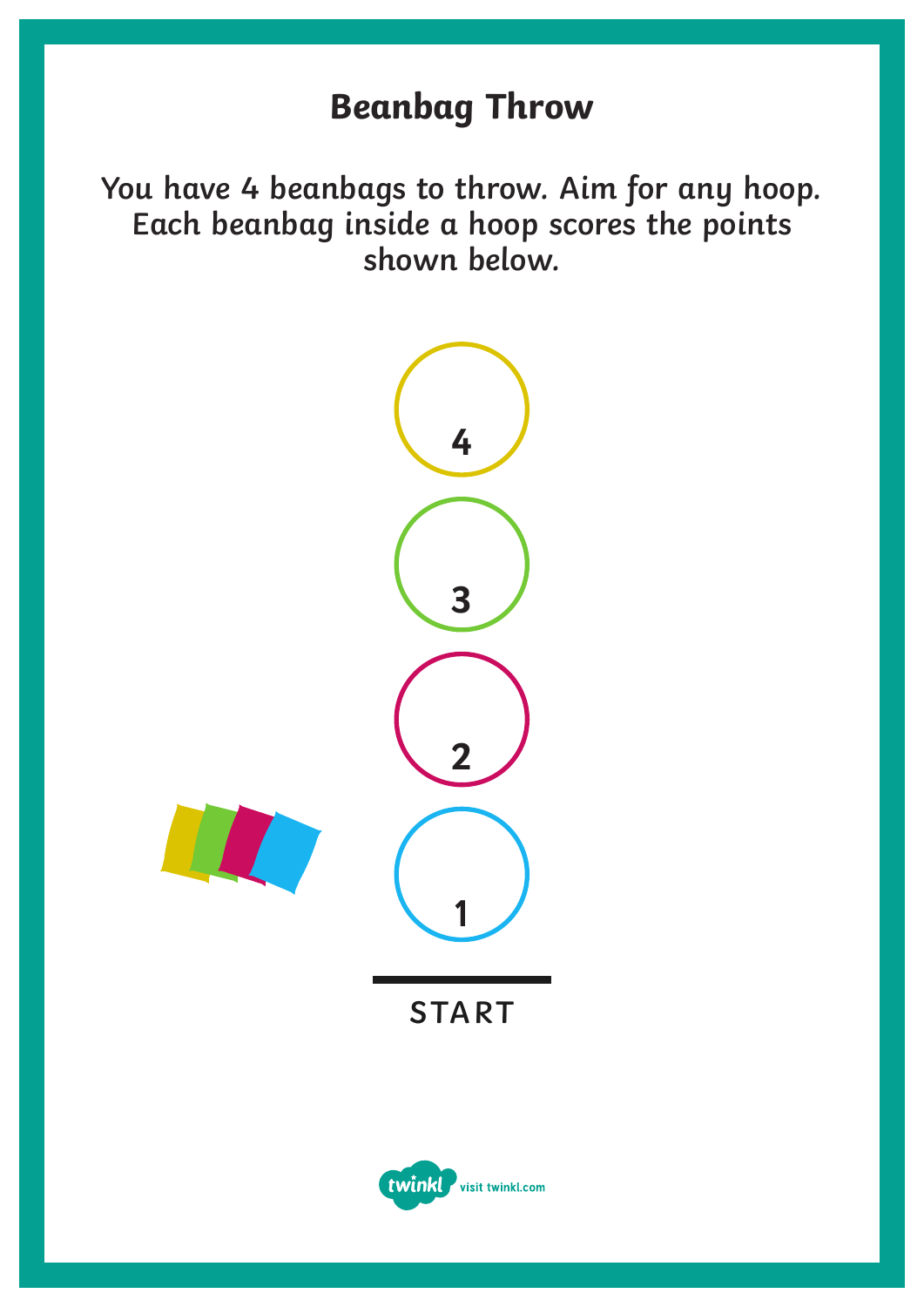# Beanbag Throw

You have 4 beanbags to throw. Aim for any hoop. Each beanbag inside a hoop scores the points shown below.

4

3

2

1

START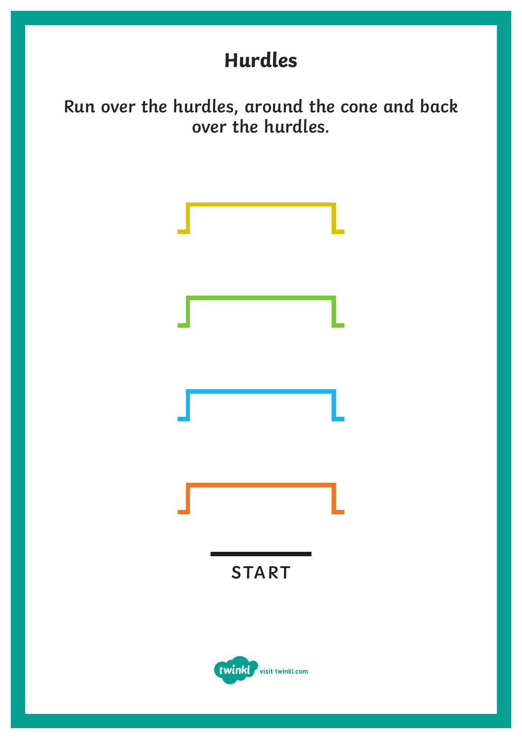# Hurdles

Run over the hurdles, around the cone and back over the hurdles.

START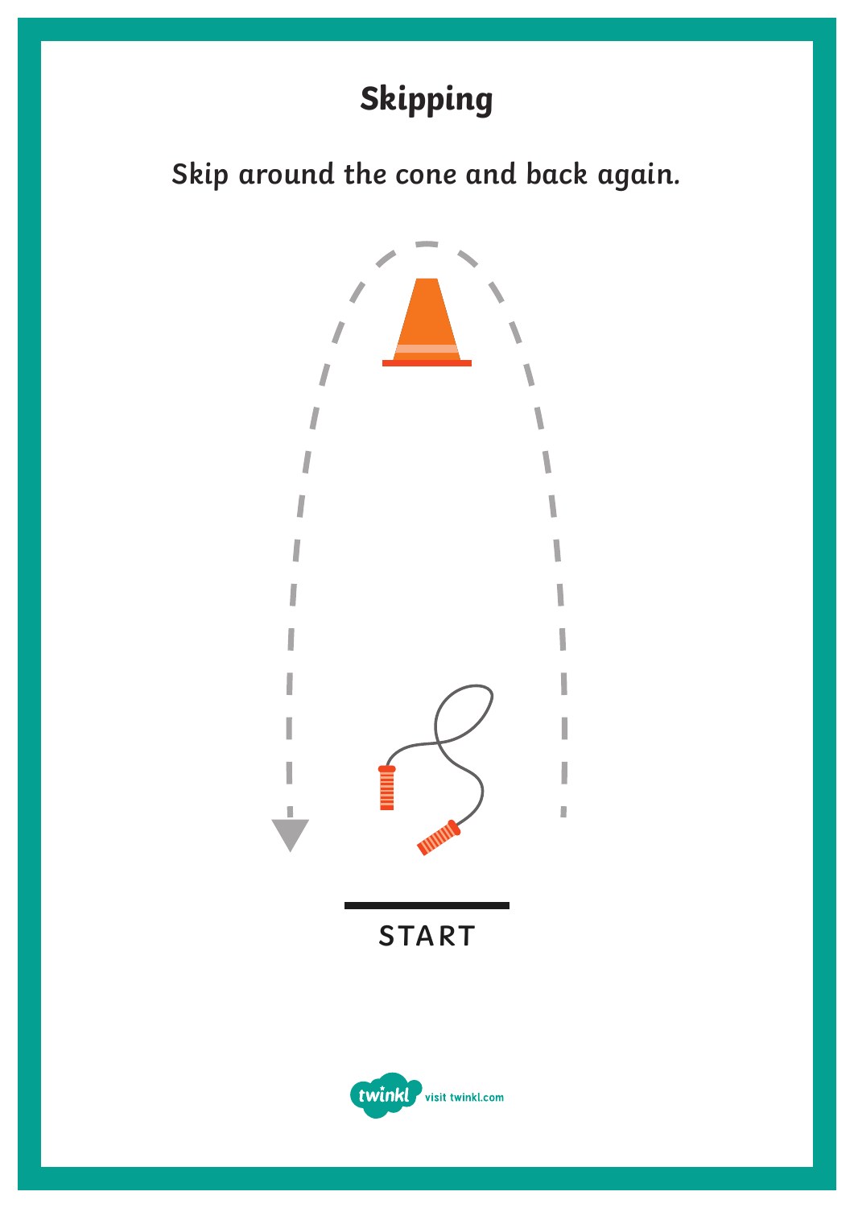# Skipping

Skip around the cone and back again.

START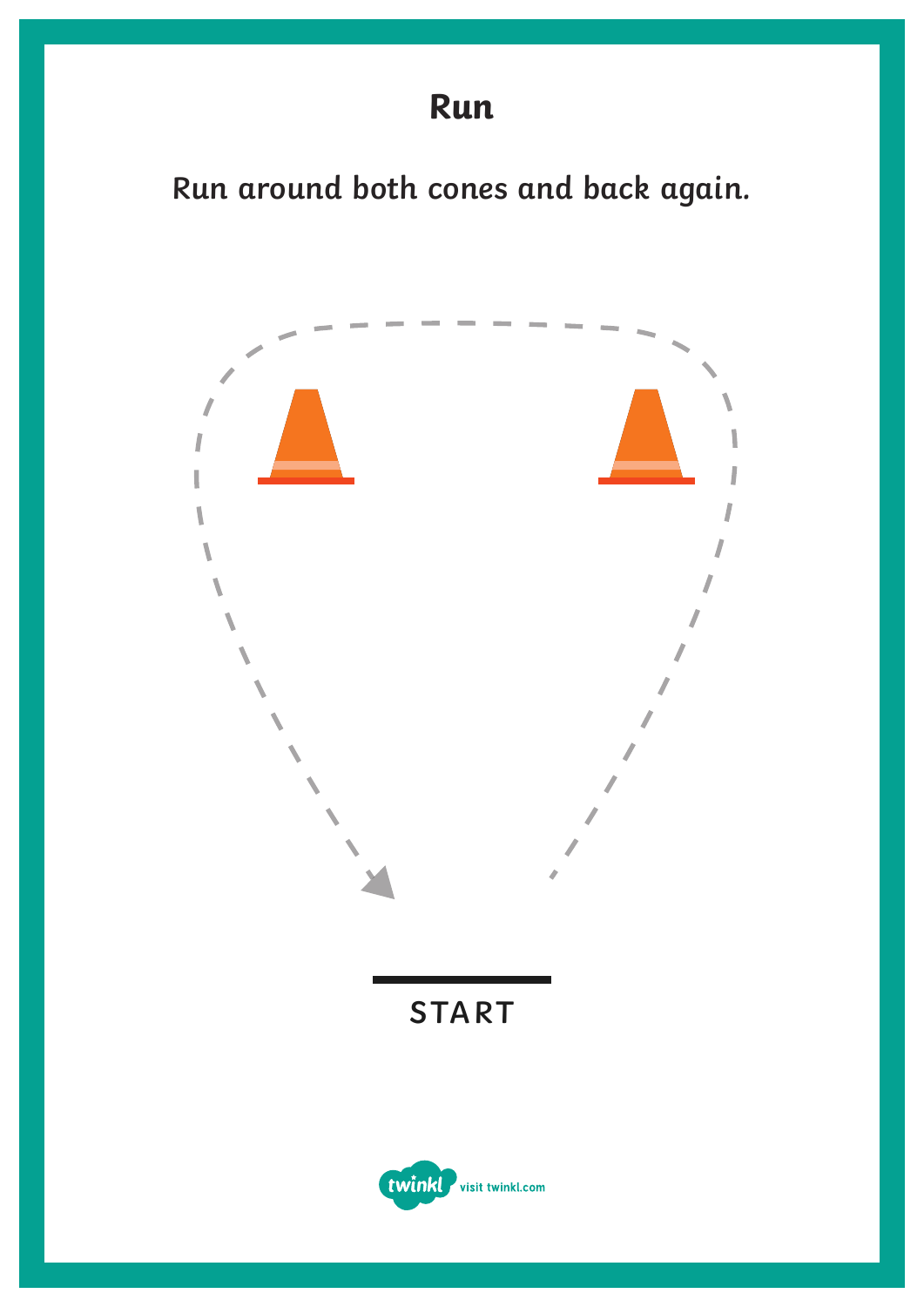# Run

Run around both cones and back again.

START

visit twinkl.com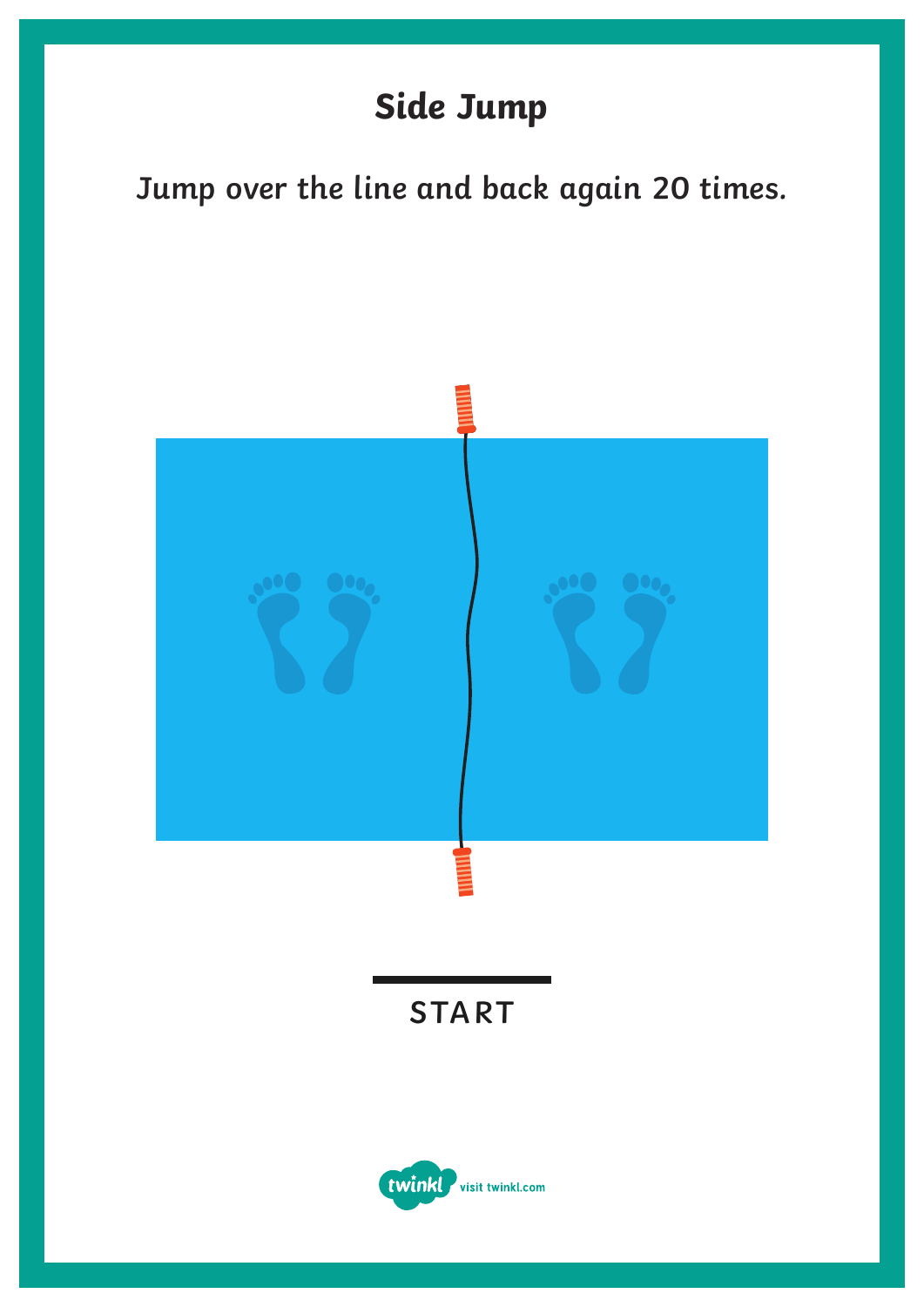# Side Jump

Jump over the line and back again 20 times.

START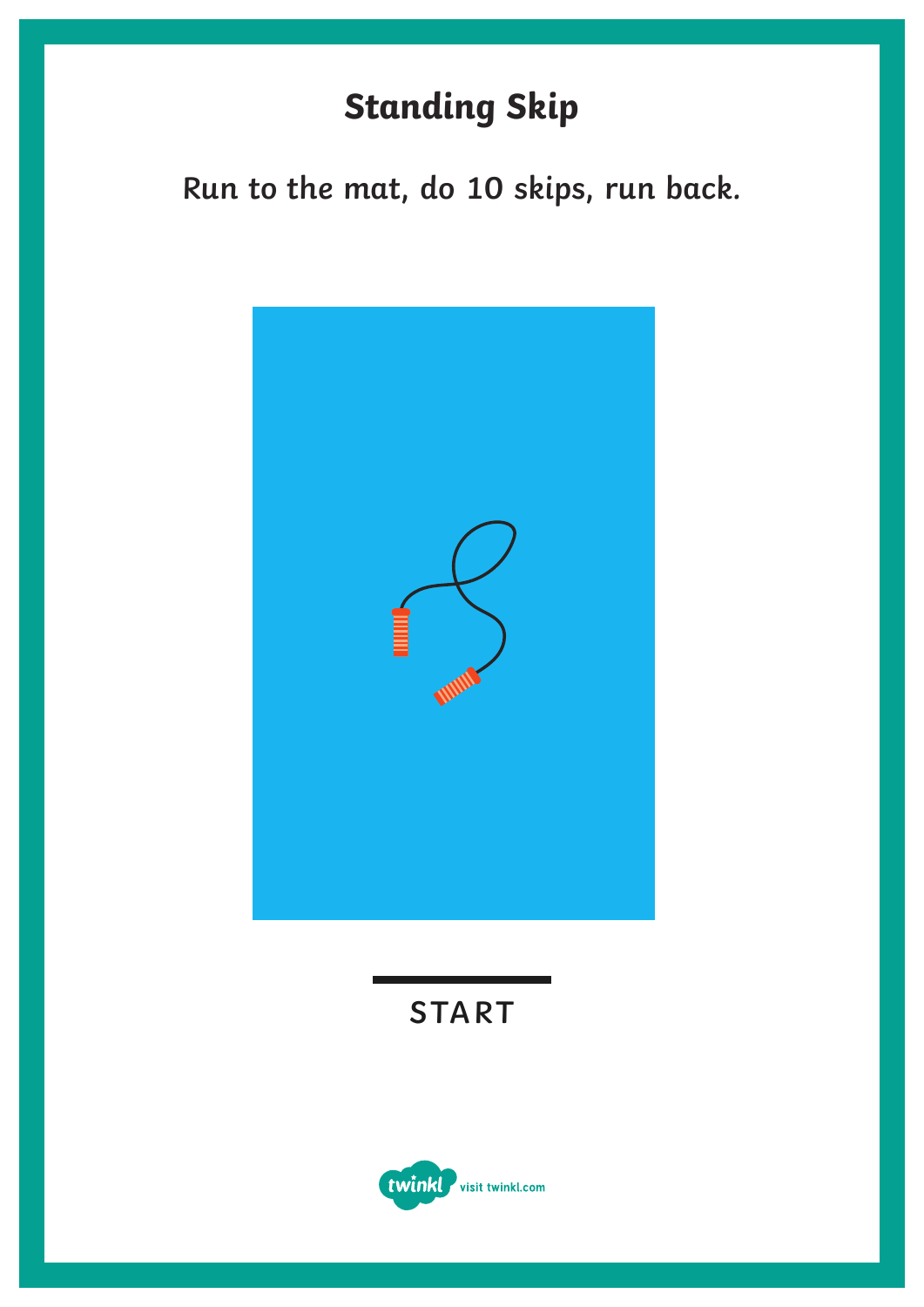# Standing Skip

Run to the mat, do 10 skips, run back.

START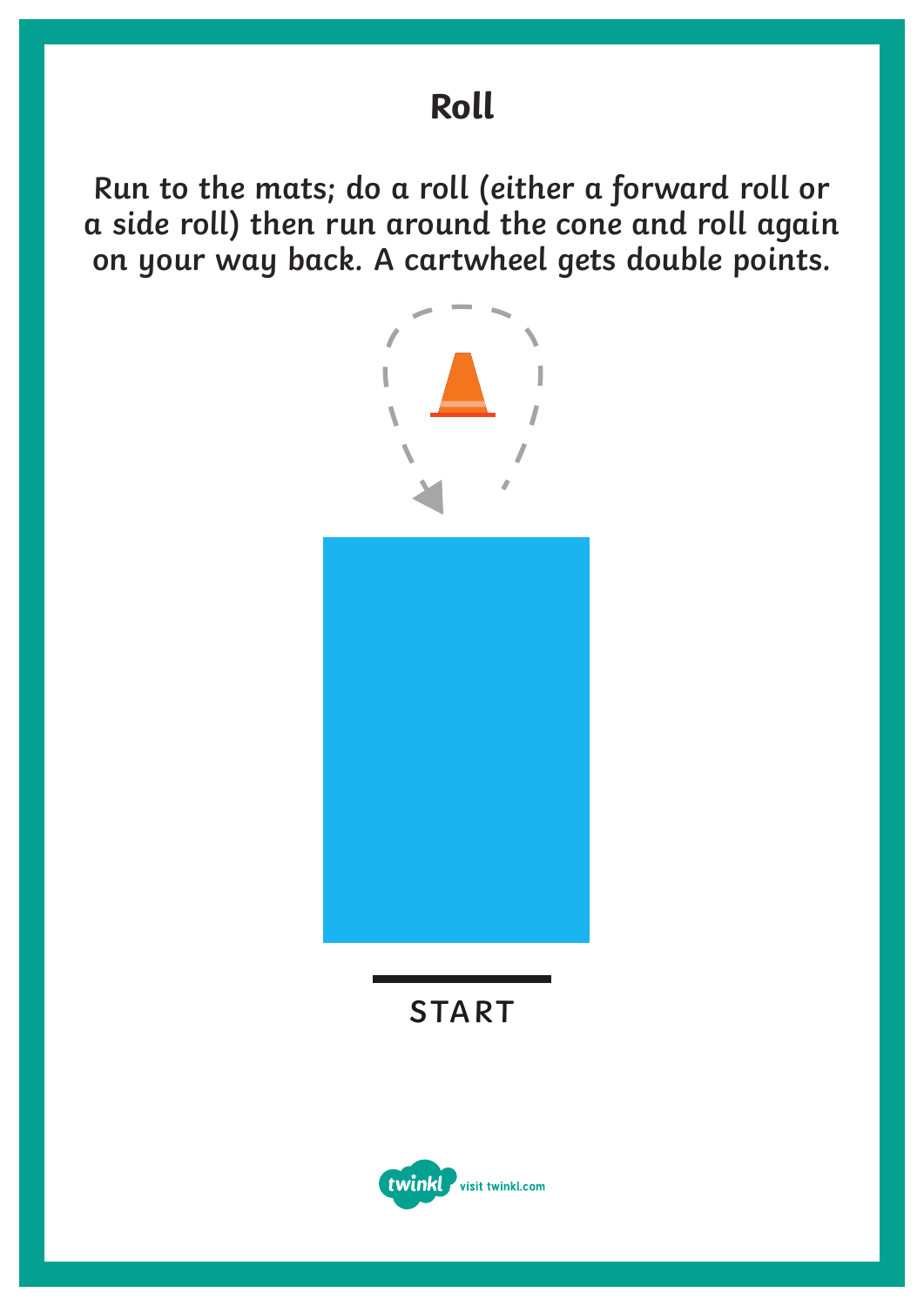# Roll

Run to the mats; do a roll (either a forward roll or a side roll) then run around the cone and roll again on your way back. A cartwheel gets double points.

START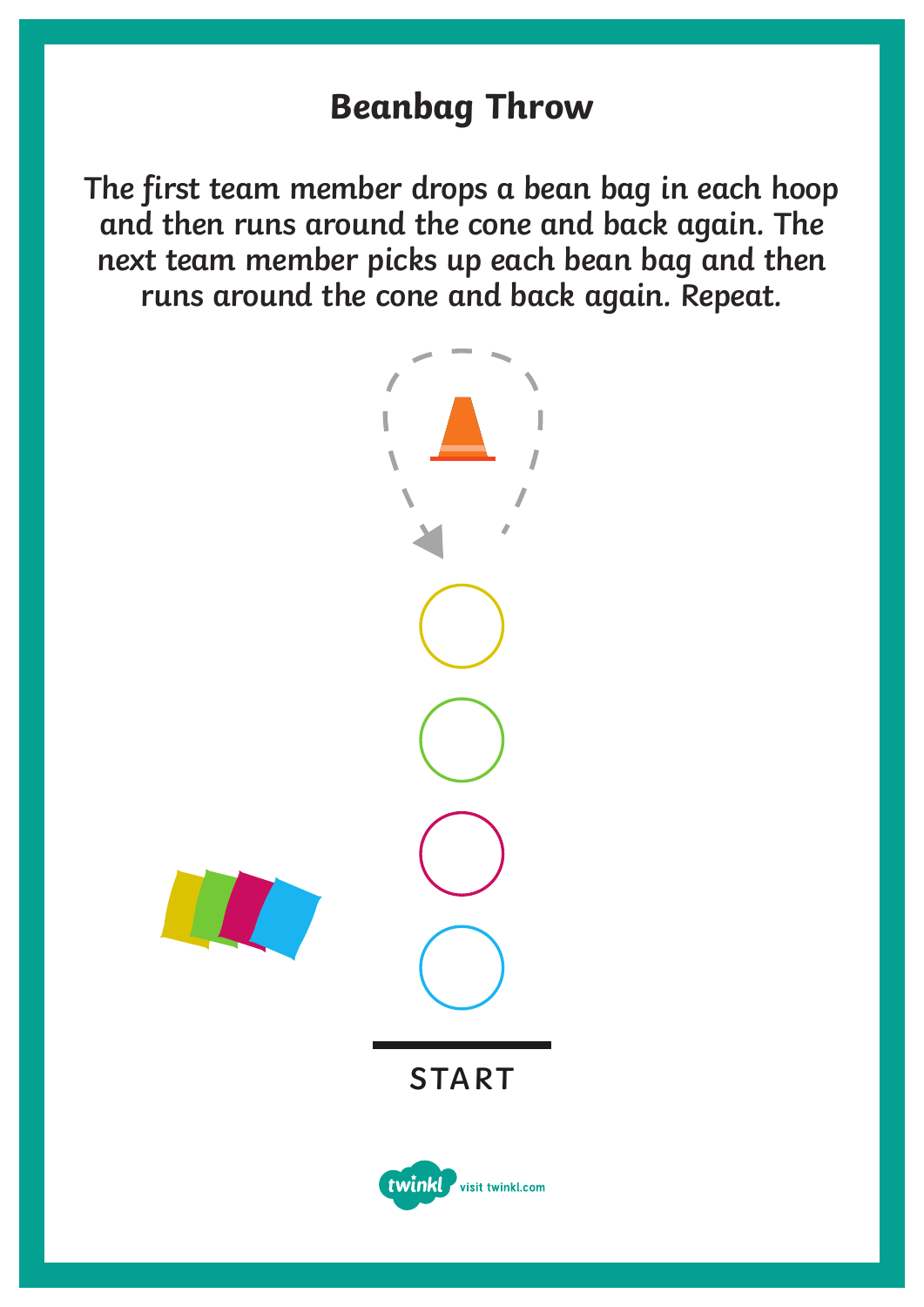# Beanbag Throw

The first team member drops a bean bag in each hoop and then runs around the cone and back again. The next team member picks up each bean bag and then runs around the cone and back again. Repeat.

START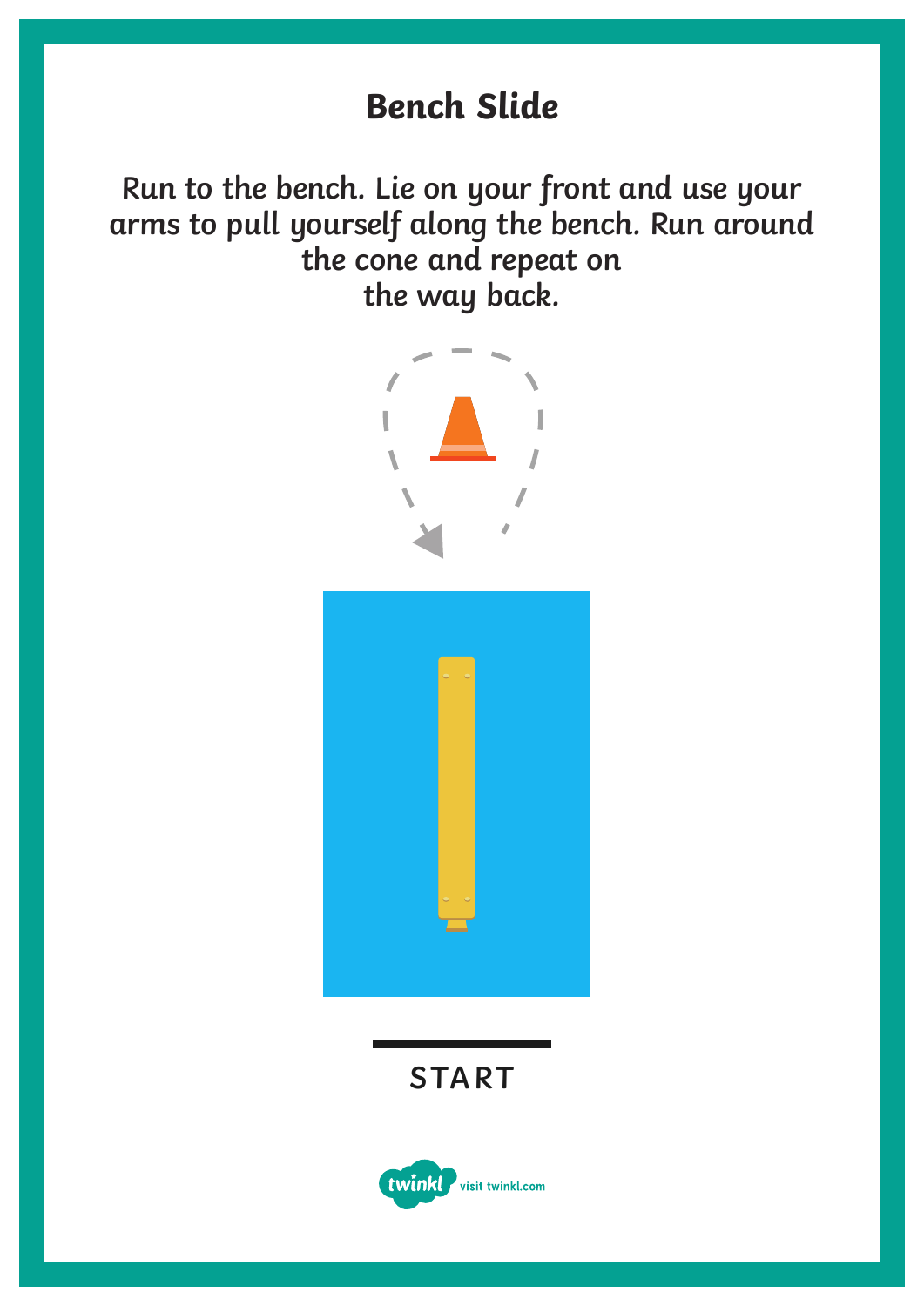# Bench Slide

Run to the bench. Lie on your front and use your arms to pull yourself along the bench. Run around the cone and repeat on the way back.

START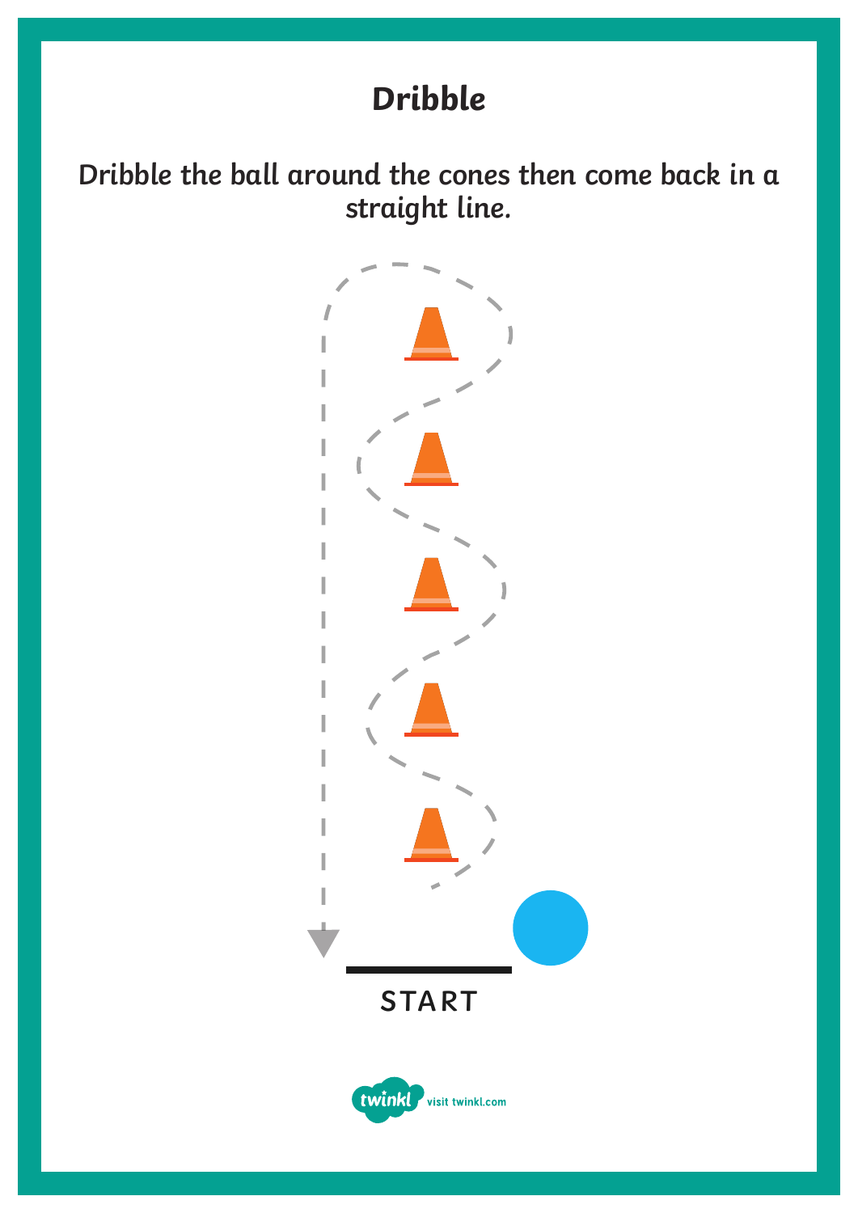# Dribble

**Dribble the ball around the cones then come back in a straight line.**

START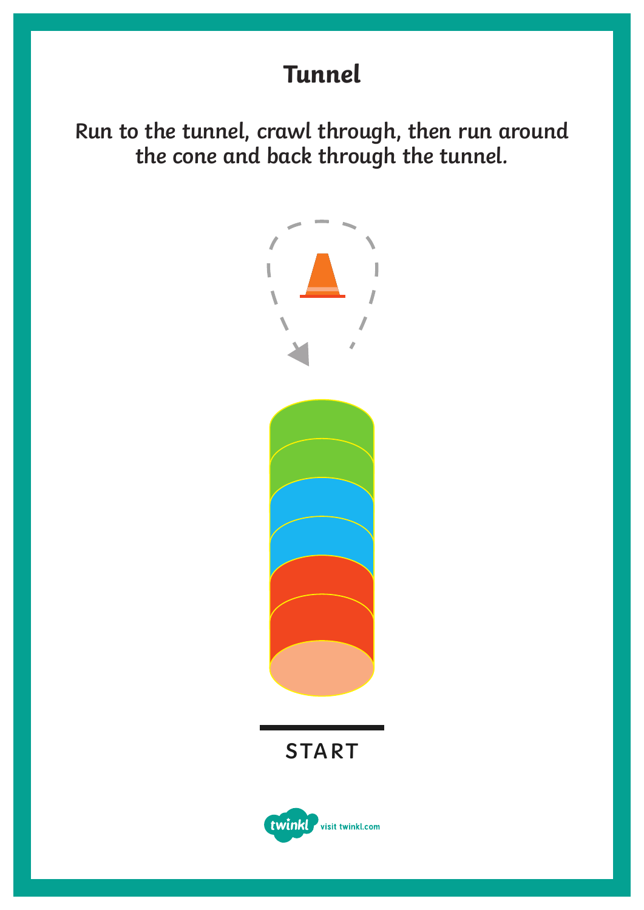# Tunnel

Run to the tunnel, crawl through, then run around the cone and back through the tunnel.

START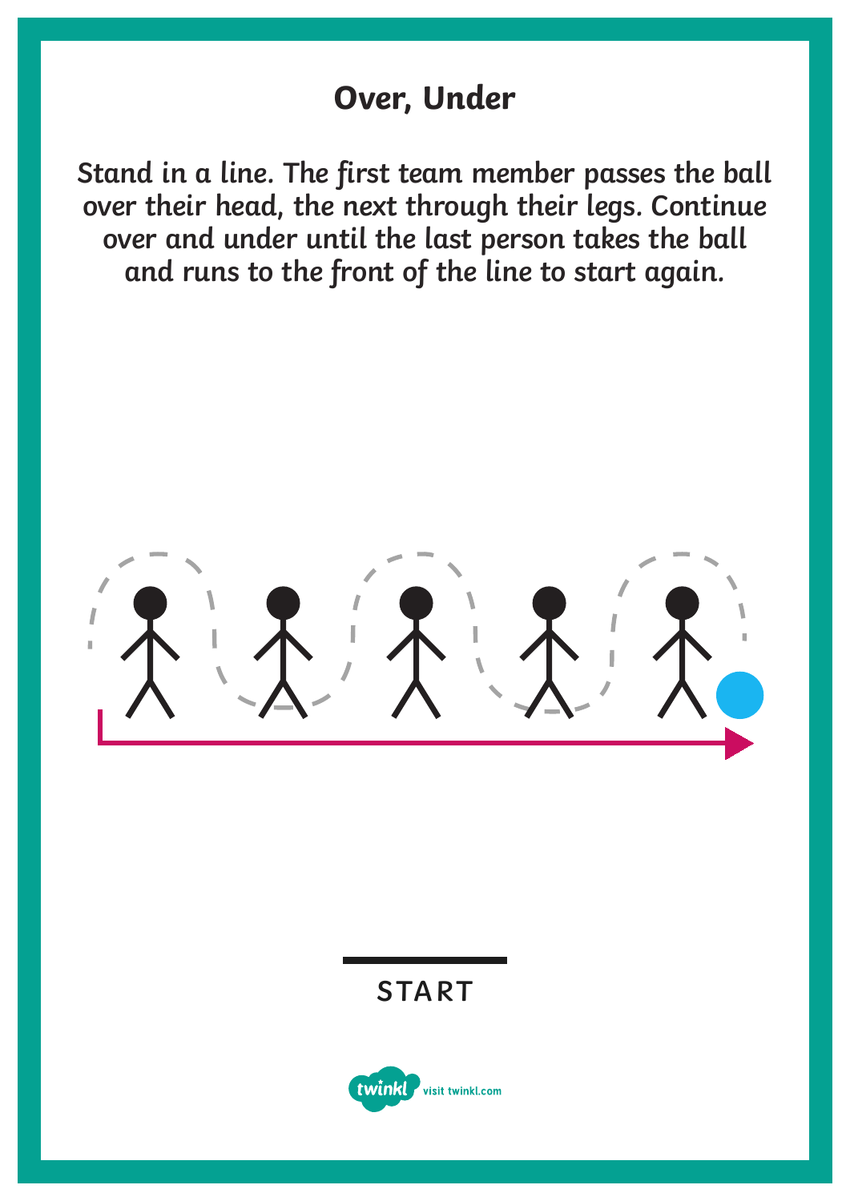# Over, Under

Stand in a line. The first team member passes the ball over their head, the next through their legs. Continue over and under until the last person takes the ball and runs to the front of the line to start again.

START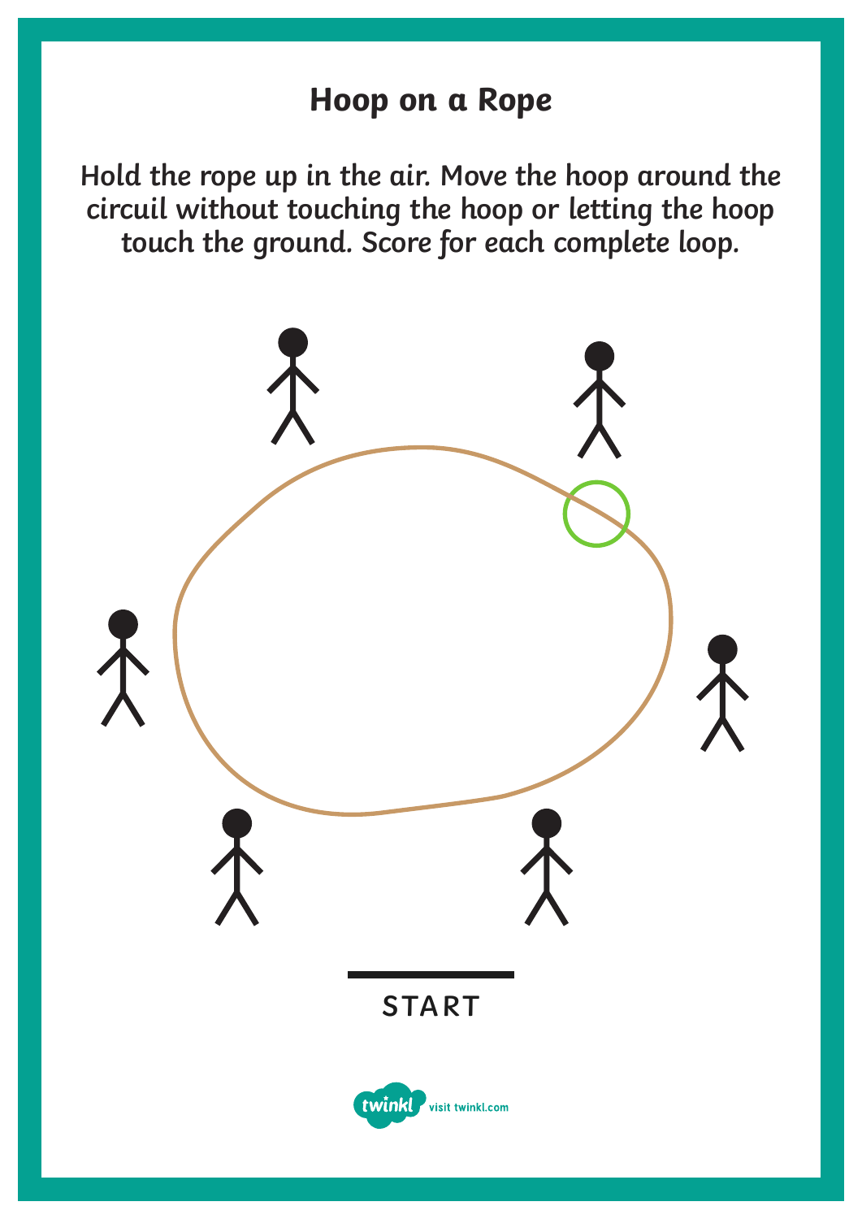# Hoop on a Rope

Hold the rope up in the air. Move the hoop around the circuil without touching the hoop or letting the hoop touch the ground. Score for each complete loop.

START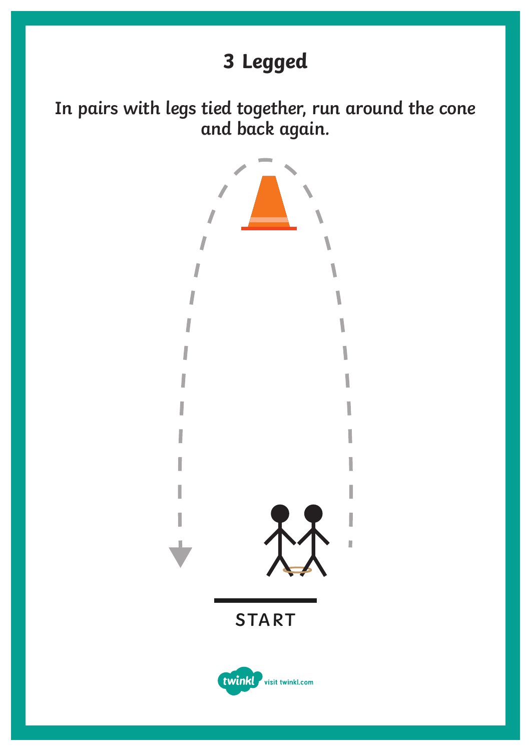# 3 Legged

In pairs with legs tied together, run around the cone and back again.

START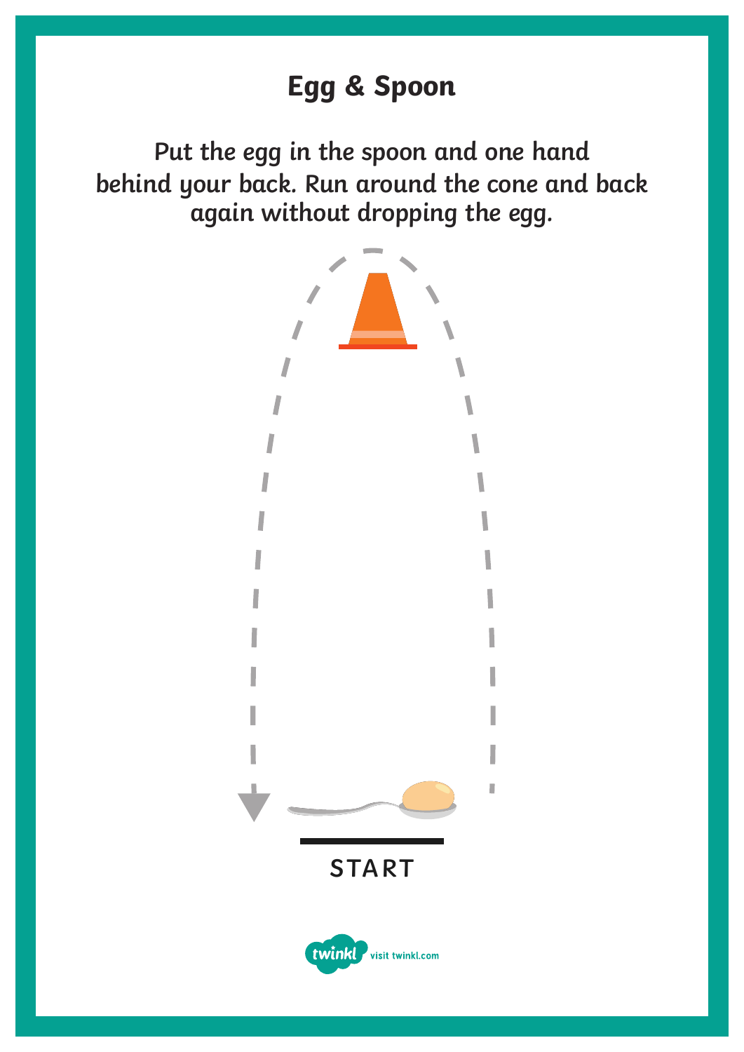# Egg & Spoon

Put the egg in the spoon and one hand behind your back. Run around the cone and back again without dropping the egg.

START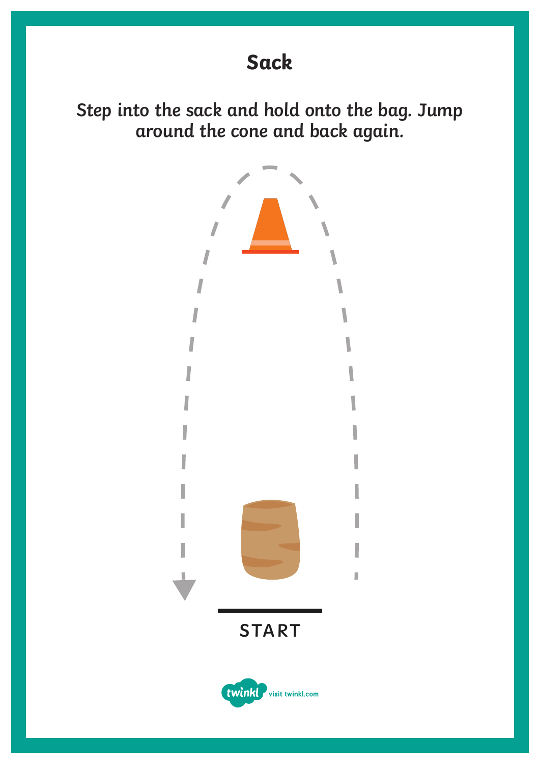# Sack

Step into the sack and hold onto the bag. Jump around the cone and back again.

START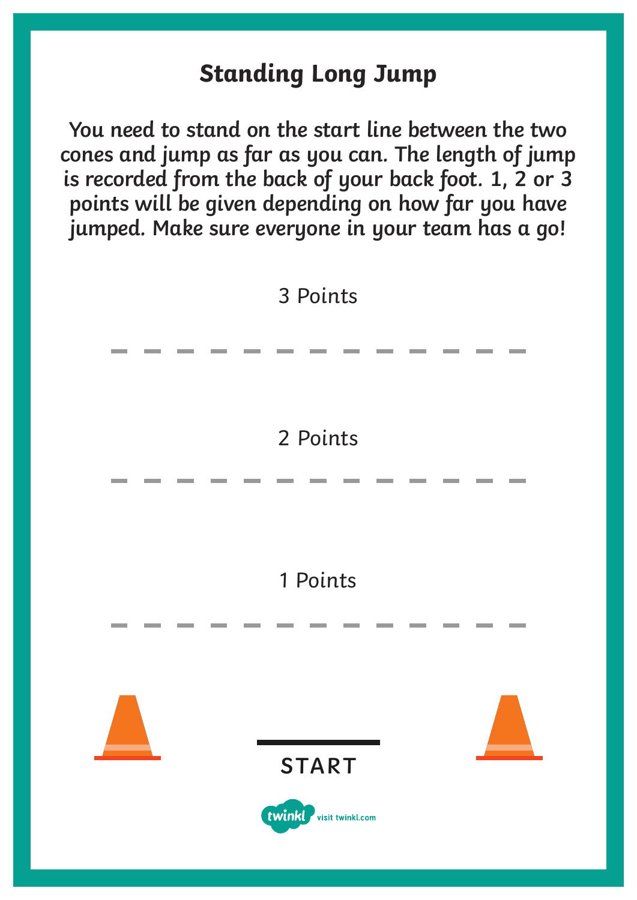# Standing Long Jump

**You need to stand on the start line between the two cones and jump as far as you can. The length of jump is recorded from the back of your back foot. 1, 2 or 3 points will be given depending on how far you have jumped. Make sure everyone in your team has a go!**

3 Points

2 Points

1 Points

START

visit twinkl.com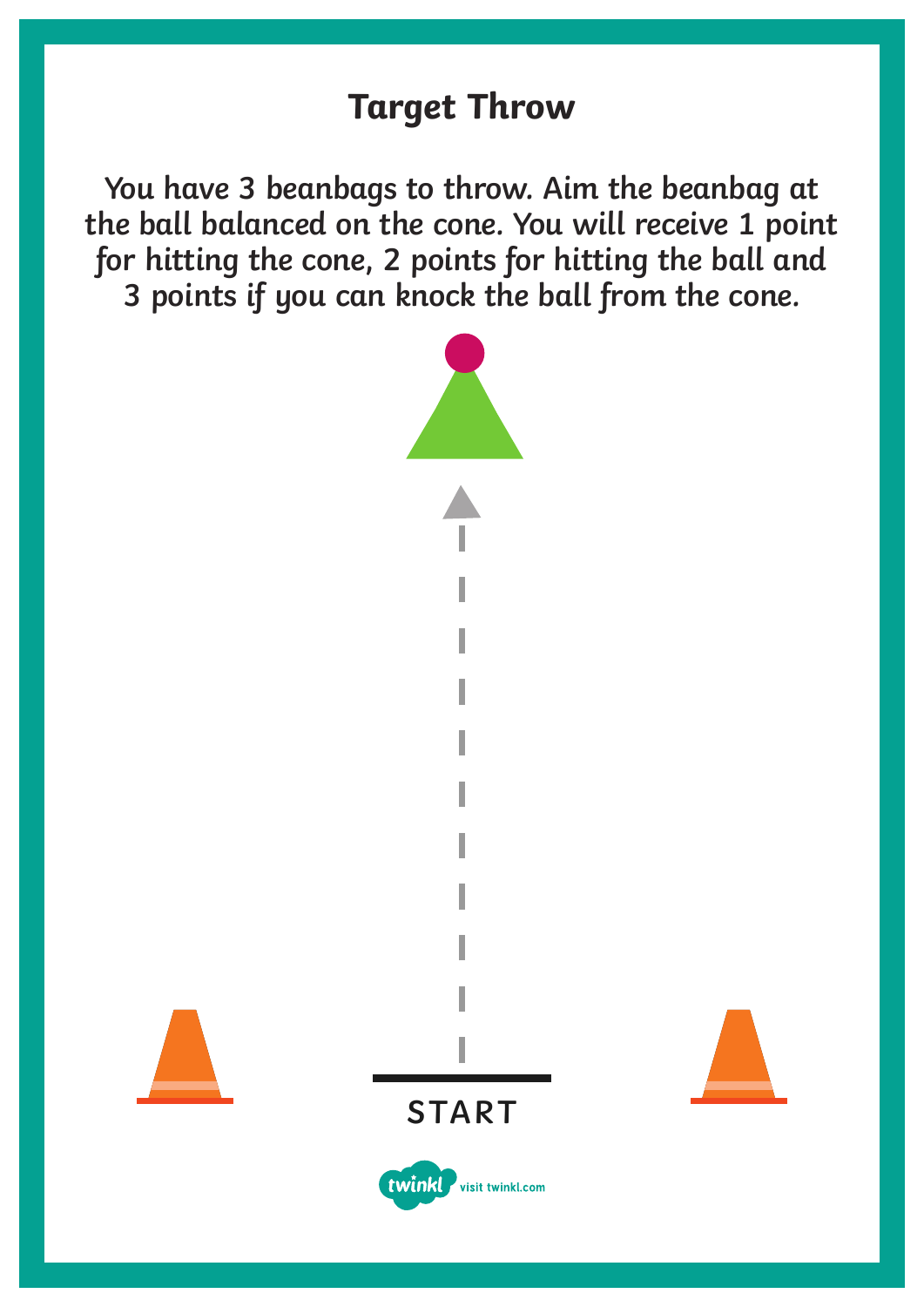# Target Throw

You have 3 beanbags to throw. Aim the beanbag at the ball balanced on the cone. You will receive 1 point for hitting the cone, 2 points for hitting the ball and 3 points if you can knock the ball from the cone.

START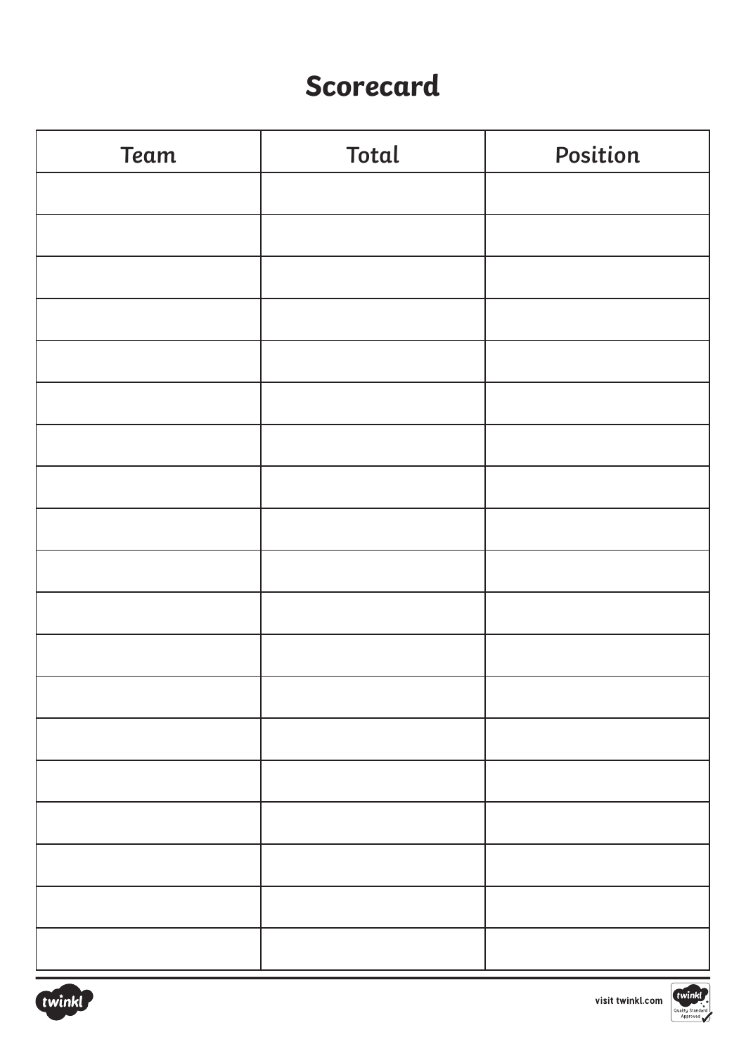# Scorecard

| Team | Total | Position |
| --- | --- | --- |
| | | |
| | | |
| | | |
| | | |
| | | |
| | | |
| | | |
| | | |
| | | |
| | | |
| | | |
| | | |
| | | |
| | | |
| | | |
| | | |
| | | |
| | | |
| | | |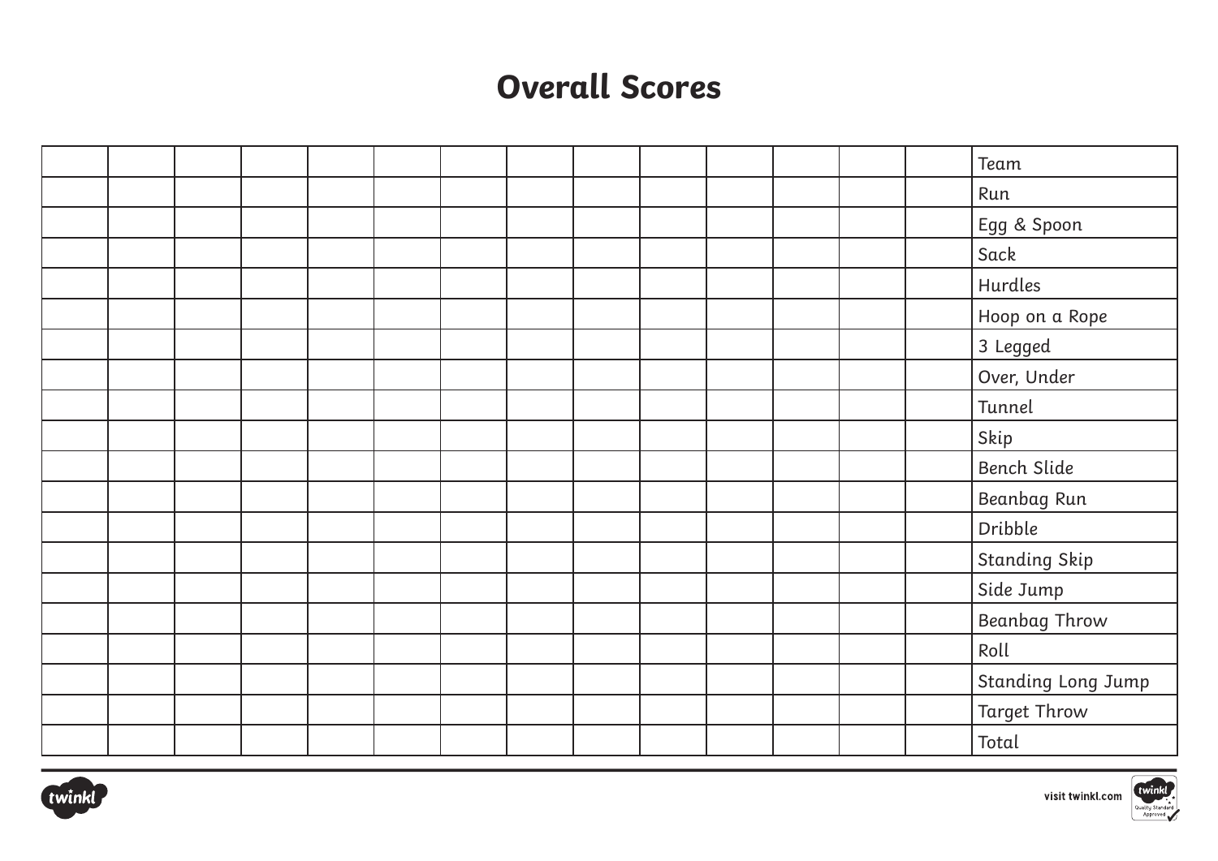# Overall Scores

| | | | | | | | | | | | | | | |
|---|---|---|---|---|---|---|---|---|---|---|---|---|---|---|
| | | | | | | | | | | | | | | Team |
| | | | | | | | | | | | | | | Run |
| | | | | | | | | | | | | | | Egg & Spoon |
| | | | | | | | | | | | | | | Sack |
| | | | | | | | | | | | | | | Hurdles |
| | | | | | | | | | | | | | | Hoop on a Rope |
| | | | | | | | | | | | | | | 3 Legged |
| | | | | | | | | | | | | | | Over, Under |
| | | | | | | | | | | | | | | Tunnel |
| | | | | | | | | | | | | | | Skip |
| | | | | | | | | | | | | | | Bench Slide |
| | | | | | | | | | | | | | | Beanbag Run |
| | | | | | | | | | | | | | | Dribble |
| | | | | | | | | | | | | | | Standing Skip |
| | | | | | | | | | | | | | | Side Jump |
| | | | | | | | | | | | | | | Beanbag Throw |
| | | | | | | | | | | | | | | Roll |
| | | | | | | | | | | | | | | Standing Long Jump |
| | | | | | | | | | | | | | | Target Throw |
| | | | | | | | | | | | | | | Total |